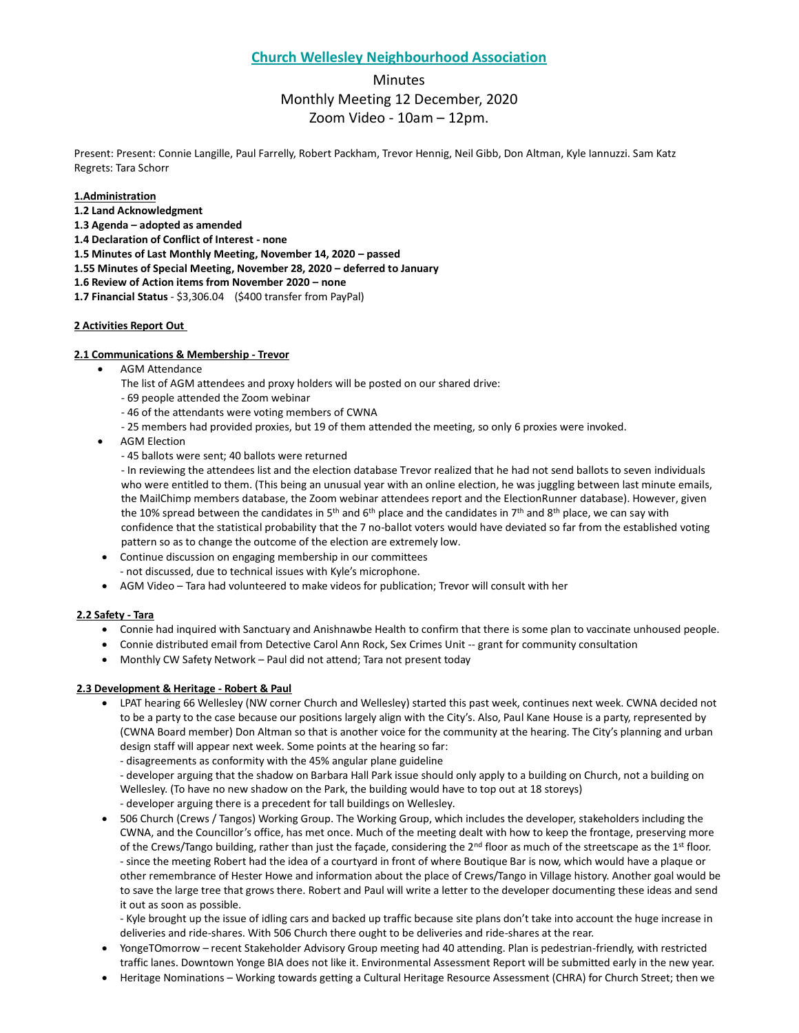# Church Wellesley Neighbourhood Association

Minutes
Monthly Meeting 12 December, 2020
Zoom Video - 10am – 12pm.

Present: Present: Connie Langille, Paul Farrelly, Robert Packham, Trevor Hennig, Neil Gibb, Don Altman, Kyle Iannuzzi. Sam Katz
Regrets: Tara Schorr

**1.Administration**
**1.2 Land Acknowledgment**
**1.3 Agenda – adopted as amended**
**1.4 Declaration of Conflict of Interest - none**
**1.5 Minutes of Last Monthly Meeting, November 14, 2020 – passed**
**1.55 Minutes of Special Meeting, November 28, 2020 – deferred to January**
**1.6 Review of Action items from November 2020 – none**
**1.7 Financial Status** - $3,306.04 ($400 transfer from PayPal)

**2 Activities Report Out**

**2.1 Communications & Membership - Trevor**

- AGM Attendance
  The list of AGM attendees and proxy holders will be posted on our shared drive:
  - 69 people attended the Zoom webinar
  - 46 of the attendants were voting members of CWNA
  - 25 members had provided proxies, but 19 of them attended the meeting, so only 6 proxies were invoked.
- AGM Election
  - 45 ballots were sent; 40 ballots were returned
  - In reviewing the attendees list and the election database Trevor realized that he had not send ballots to seven individuals who were entitled to them. (This being an unusual year with an online election, he was juggling between last minute emails, the MailChimp members database, the Zoom webinar attendees report and the ElectionRunner database). However, given the 10% spread between the candidates in 5th and 6th place and the candidates in 7th and 8th place, we can say with confidence that the statistical probability that the 7 no-ballot voters would have deviated so far from the established voting pattern so as to change the outcome of the election are extremely low.
- Continue discussion on engaging membership in our committees
  - not discussed, due to technical issues with Kyle's microphone.
- AGM Video – Tara had volunteered to make videos for publication; Trevor will consult with her

**2.2 Safety - Tara**

- Connie had inquired with Sanctuary and Anishnawbe Health to confirm that there is some plan to vaccinate unhoused people.
- Connie distributed email from Detective Carol Ann Rock, Sex Crimes Unit -- grant for community consultation
- Monthly CW Safety Network – Paul did not attend; Tara not present today

**2.3 Development & Heritage - Robert & Paul**

- LPAT hearing 66 Wellesley (NW corner Church and Wellesley) started this past week, continues next week. CWNA decided not to be a party to the case because our positions largely align with the City's. Also, Paul Kane House is a party, represented by (CWNA Board member) Don Altman so that is another voice for the community at the hearing. The City's planning and urban design staff will appear next week. Some points at the hearing so far:
  - disagreements as conformity with the 45% angular plane guideline
  - developer arguing that the shadow on Barbara Hall Park issue should only apply to a building on Church, not a building on Wellesley. (To have no new shadow on the Park, the building would have to top out at 18 storeys)
  - developer arguing there is a precedent for tall buildings on Wellesley.
- 506 Church (Crews / Tangos) Working Group. The Working Group, which includes the developer, stakeholders including the CWNA, and the Councillor's office, has met once. Much of the meeting dealt with how to keep the frontage, preserving more of the Crews/Tango building, rather than just the façade, considering the 2nd floor as much of the streetscape as the 1st floor.
  - since the meeting Robert had the idea of a courtyard in front of where Boutique Bar is now, which would have a plaque or other remembrance of Hester Howe and information about the place of Crews/Tango in Village history. Another goal would be to save the large tree that grows there. Robert and Paul will write a letter to the developer documenting these ideas and send it out as soon as possible.
  - Kyle brought up the issue of idling cars and backed up traffic because site plans don't take into account the huge increase in deliveries and ride-shares. With 506 Church there ought to be deliveries and ride-shares at the rear.
- YongeTOmorrow – recent Stakeholder Advisory Group meeting had 40 attending. Plan is pedestrian-friendly, with restricted traffic lanes. Downtown Yonge BIA does not like it. Environmental Assessment Report will be submitted early in the new year.
- Heritage Nominations – Working towards getting a Cultural Heritage Resource Assessment (CHRA) for Church Street; then we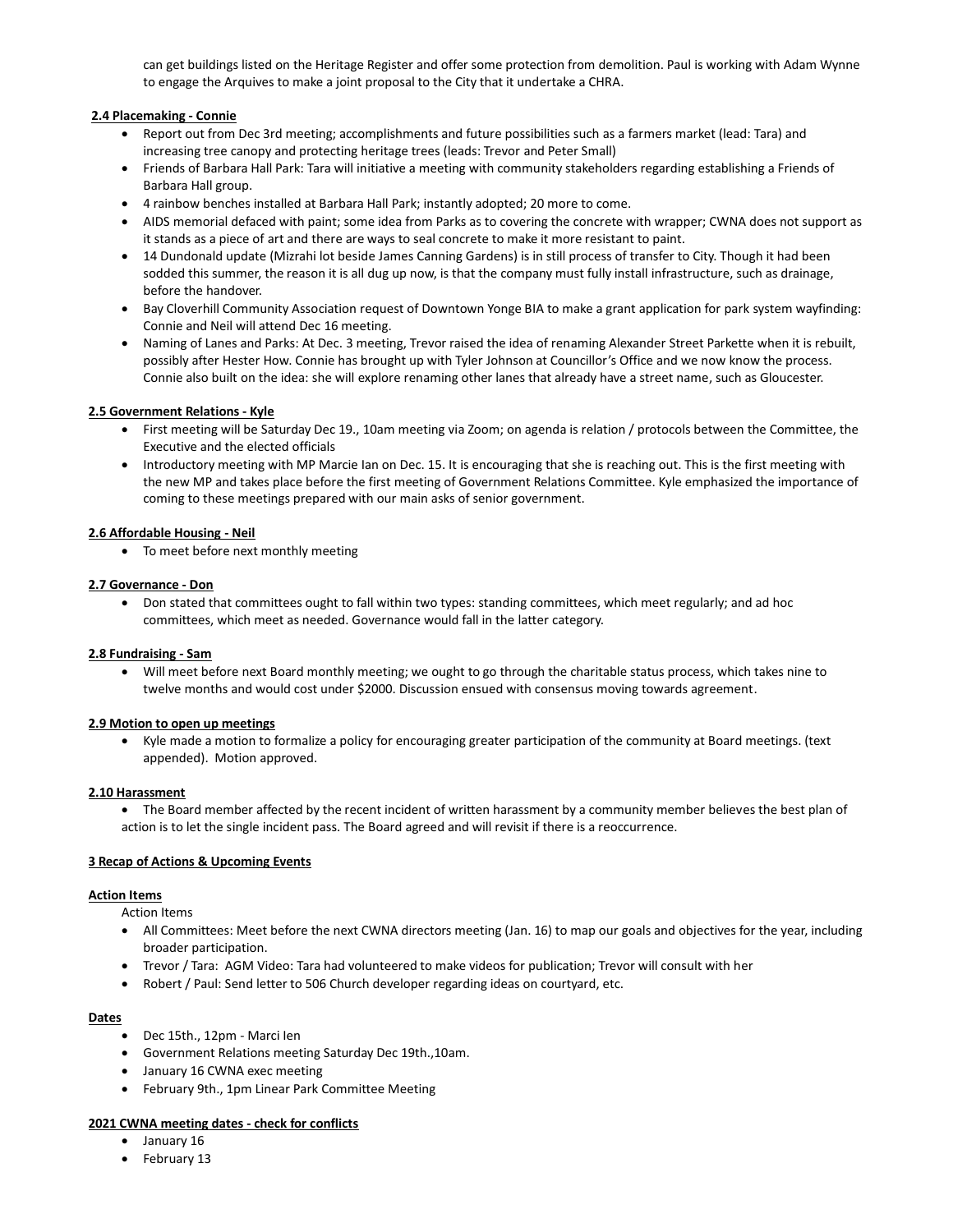can get buildings listed on the Heritage Register and offer some protection from demolition. Paul is working with Adam Wynne to engage the Arquives to make a joint proposal to the City that it undertake a CHRA.

**2.4 Placemaking - Connie**

- Report out from Dec 3rd meeting; accomplishments and future possibilities such as a farmers market (lead: Tara) and increasing tree canopy and protecting heritage trees (leads: Trevor and Peter Small)
- Friends of Barbara Hall Park: Tara will initiative a meeting with community stakeholders regarding establishing a Friends of Barbara Hall group.
- 4 rainbow benches installed at Barbara Hall Park; instantly adopted; 20 more to come.
- AIDS memorial defaced with paint; some idea from Parks as to covering the concrete with wrapper; CWNA does not support as it stands as a piece of art and there are ways to seal concrete to make it more resistant to paint.
- 14 Dundonald update (Mizrahi lot beside James Canning Gardens) is in still process of transfer to City. Though it had been sodded this summer, the reason it is all dug up now, is that the company must fully install infrastructure, such as drainage, before the handover.
- Bay Cloverhill Community Association request of Downtown Yonge BIA to make a grant application for park system wayfinding: Connie and Neil will attend Dec 16 meeting.
- Naming of Lanes and Parks: At Dec. 3 meeting, Trevor raised the idea of renaming Alexander Street Parkette when it is rebuilt, possibly after Hester How. Connie has brought up with Tyler Johnson at Councillor's Office and we now know the process. Connie also built on the idea: she will explore renaming other lanes that already have a street name, such as Gloucester.

**2.5 Government Relations - Kyle**

- First meeting will be Saturday Dec 19., 10am meeting via Zoom; on agenda is relation / protocols between the Committee, the Executive and the elected officials
- Introductory meeting with MP Marcie Ian on Dec. 15. It is encouraging that she is reaching out. This is the first meeting with the new MP and takes place before the first meeting of Government Relations Committee. Kyle emphasized the importance of coming to these meetings prepared with our main asks of senior government.

**2.6 Affordable Housing - Neil**

- To meet before next monthly meeting

**2.7 Governance - Don**

- Don stated that committees ought to fall within two types: standing committees, which meet regularly; and ad hoc committees, which meet as needed. Governance would fall in the latter category.

**2.8 Fundraising - Sam**

- Will meet before next Board monthly meeting; we ought to go through the charitable status process, which takes nine to twelve months and would cost under $2000. Discussion ensued with consensus moving towards agreement.

**2.9 Motion to open up meetings**

- Kyle made a motion to formalize a policy for encouraging greater participation of the community at Board meetings. (text appended). Motion approved.

**2.10 Harassment**

- The Board member affected by the recent incident of written harassment by a community member believes the best plan of action is to let the single incident pass. The Board agreed and will revisit if there is a reoccurrence.

**3 Recap of Actions & Upcoming Events**

**Action Items**

Action Items

- All Committees: Meet before the next CWNA directors meeting (Jan. 16) to map our goals and objectives for the year, including broader participation.
- Trevor / Tara: AGM Video: Tara had volunteered to make videos for publication; Trevor will consult with her
- Robert / Paul: Send letter to 506 Church developer regarding ideas on courtyard, etc.

**Dates**

- Dec 15th., 12pm - Marci Ien
- Government Relations meeting Saturday Dec 19th.,10am.
- January 16 CWNA exec meeting
- February 9th., 1pm Linear Park Committee Meeting

**2021 CWNA meeting dates - check for conflicts**

- January 16
- February 13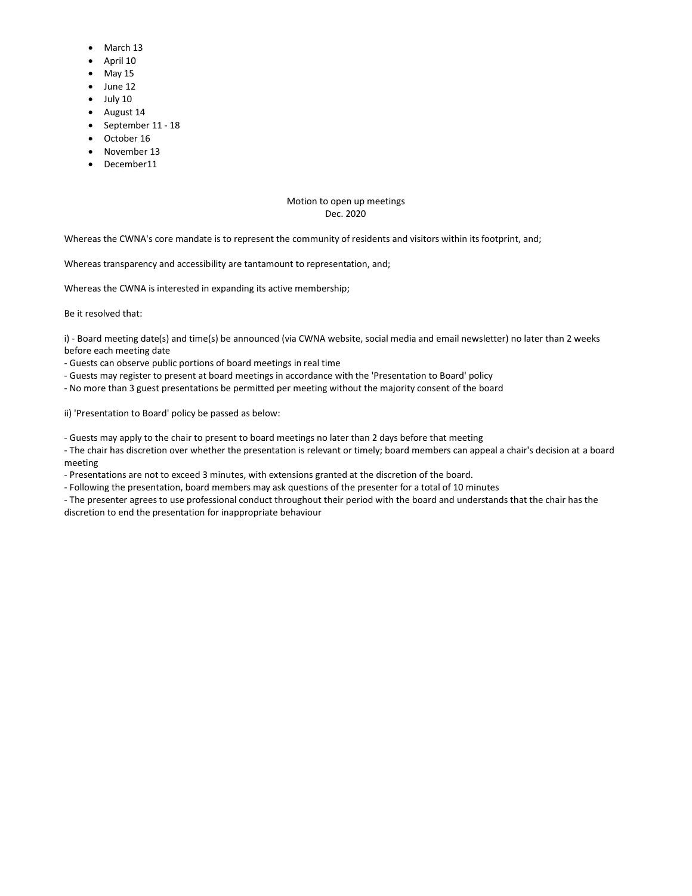- March 13
- April 10
- May 15
- June 12
- July 10
- August 14
- September 11 - 18
- October 16
- November 13
- December11

Motion to open up meetings
Dec. 2020

Whereas the CWNA's core mandate is to represent the community of residents and visitors within its footprint, and;

Whereas transparency and accessibility are tantamount to representation, and;

Whereas the CWNA is interested in expanding its active membership;

Be it resolved that:

i) - Board meeting date(s) and time(s) be announced (via CWNA website, social media and email newsletter) no later than 2 weeks before each meeting date
- Guests can observe public portions of board meetings in real time
- Guests may register to present at board meetings in accordance with the 'Presentation to Board' policy
- No more than 3 guest presentations be permitted per meeting without the majority consent of the board

ii) 'Presentation to Board' policy be passed as below:

- Guests may apply to the chair to present to board meetings no later than 2 days before that meeting
- The chair has discretion over whether the presentation is relevant or timely; board members can appeal a chair's decision at a board meeting
- Presentations are not to exceed 3 minutes, with extensions granted at the discretion of the board.
- Following the presentation, board members may ask questions of the presenter for a total of 10 minutes
- The presenter agrees to use professional conduct throughout their period with the board and understands that the chair has the discretion to end the presentation for inappropriate behaviour